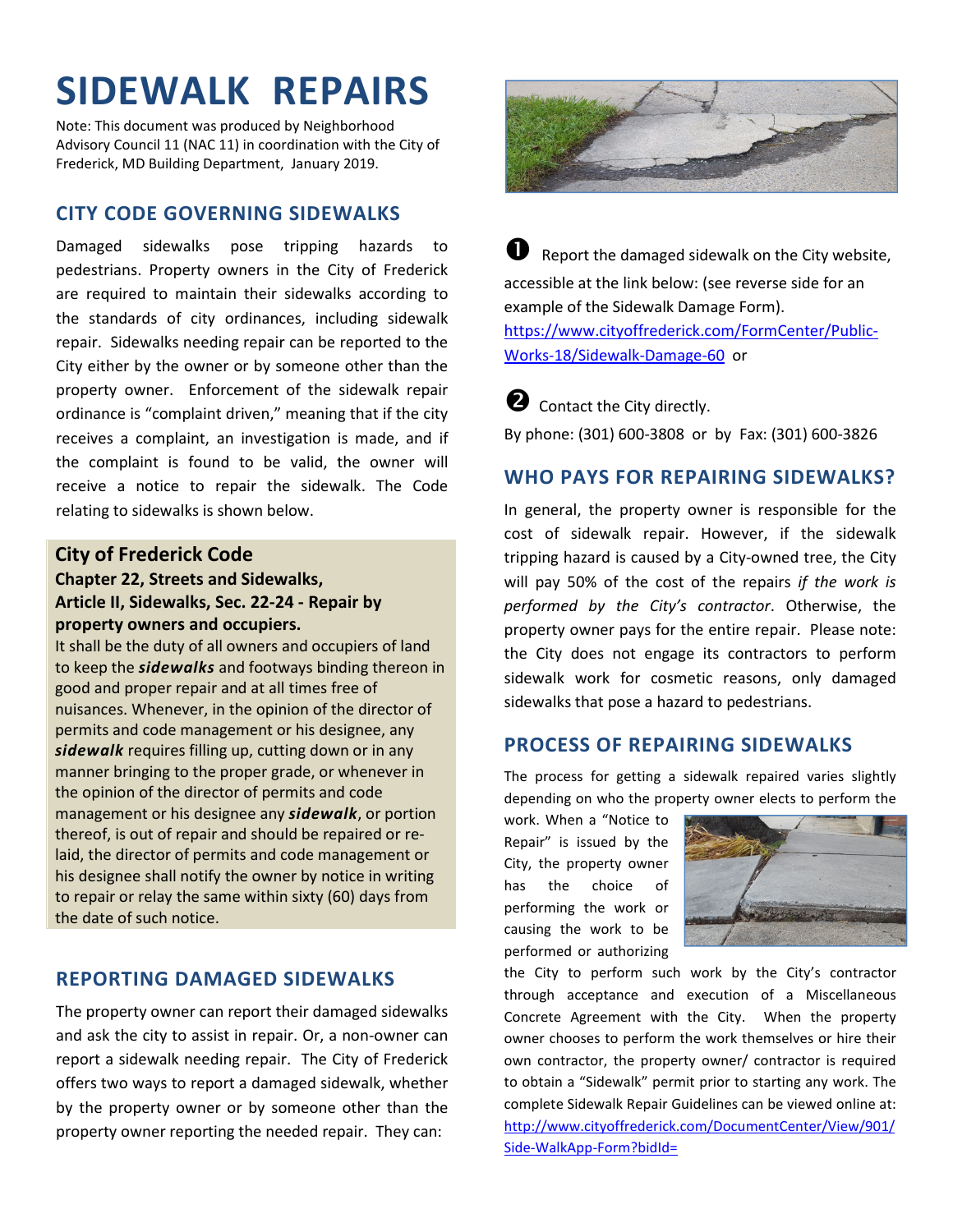# SIDEWALK REPAIRS

Note: This document was produced by Neighborhood Advisory Council 11 (NAC 11) in coordination with the City of Frederick, MD Building Department, January 2019.

## CITY CODE GOVERNING SIDEWALKS

Damaged sidewalks pose tripping hazards to pedestrians. Property owners in the City of Frederick are required to maintain their sidewalks according to the standards of city ordinances, including sidewalk repair. Sidewalks needing repair can be reported to the City either by the owner or by someone other than the property owner. Enforcement of the sidewalk repair ordinance is "complaint driven," meaning that if the city receives a complaint, an investigation is made, and if the complaint is found to be valid, the owner will receive a notice to repair the sidewalk. The Code relating to sidewalks is shown below.

> **City of Frederick Code**
> **Chapter 22, Streets and Sidewalks, Article II, Sidewalks, Sec. 22-24 - Repair by property owners and occupiers.**
> It shall be the duty of all owners and occupiers of land to keep the ***sidewalks*** and footways binding thereon in good and proper repair and at all times free of nuisances. Whenever, in the opinion of the director of permits and code management or his designee, any ***sidewalk*** requires filling up, cutting down or in any manner bringing to the proper grade, or whenever in the opinion of the director of permits and code management or his designee any ***sidewalk***, or portion thereof, is out of repair and should be repaired or re-laid, the director of permits and code management or his designee shall notify the owner by notice in writing to repair or relay the same within sixty (60) days from the date of such notice.

## REPORTING DAMAGED SIDEWALKS

The property owner can report their damaged sidewalks and ask the city to assist in repair. Or, a non-owner can report a sidewalk needing repair. The City of Frederick offers two ways to report a damaged sidewalk, whether by the property owner or by someone other than the property owner reporting the needed repair. They can:

❶ Report the damaged sidewalk on the City website, accessible at the link below: (see reverse side for an example of the Sidewalk Damage Form).
https://www.cityoffrederick.com/FormCenter/Public-Works-18/Sidewalk-Damage-60 or

❷ Contact the City directly.
By phone: (301) 600-3808 or by Fax: (301) 600-3826

## WHO PAYS FOR REPAIRING SIDEWALKS?

In general, the property owner is responsible for the cost of sidewalk repair. However, if the sidewalk tripping hazard is caused by a City-owned tree, the City will pay 50% of the cost of the repairs *if the work is performed by the City's contractor*. Otherwise, the property owner pays for the entire repair. Please note: the City does not engage its contractors to perform sidewalk work for cosmetic reasons, only damaged sidewalks that pose a hazard to pedestrians.

## PROCESS OF REPAIRING SIDEWALKS

The process for getting a sidewalk repaired varies slightly depending on who the property owner elects to perform the work. When a "Notice to Repair" is issued by the City, the property owner has the choice of performing the work or causing the work to be performed or authorizing the City to perform such work by the City's contractor through acceptance and execution of a Miscellaneous Concrete Agreement with the City. When the property owner chooses to perform the work themselves or hire their own contractor, the property owner/ contractor is required to obtain a "Sidewalk" permit prior to starting any work. The complete Sidewalk Repair Guidelines can be viewed online at: http://www.cityoffrederick.com/DocumentCenter/View/901/Side-WalkApp-Form?bidId=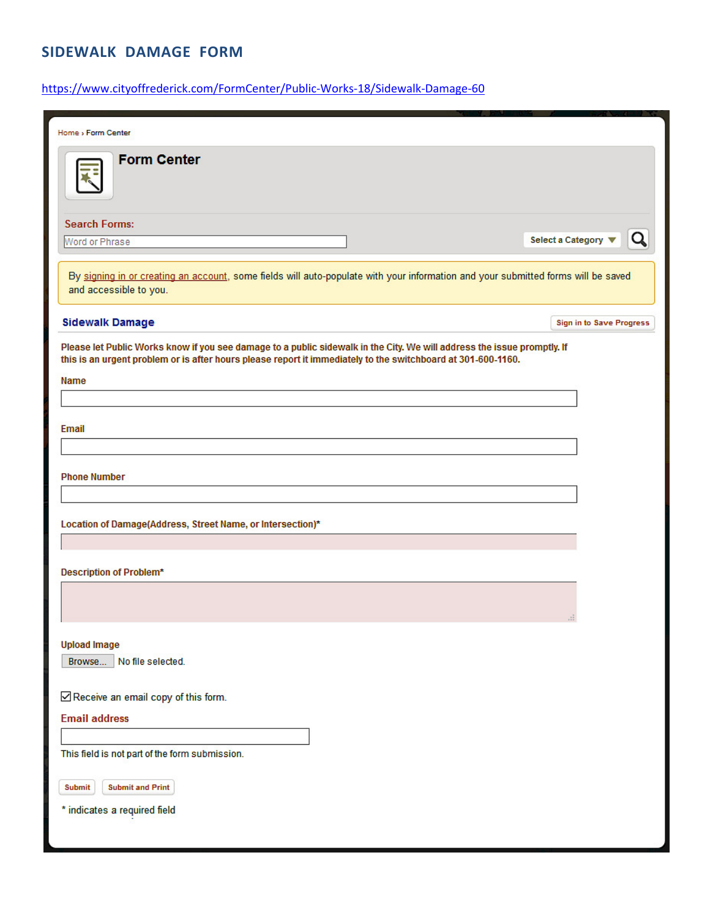## SIDEWALK DAMAGE FORM

https://www.cityoffrederick.com/FormCenter/Public-Works-18/Sidewalk-Damage-60

Home › Form Center

# Form Center

Search Forms:

Word or Phrase

Select a Category

By signing in or creating an account, some fields will auto-populate with your information and your submitted forms will be saved and accessible to you.

### Sidewalk Damage

Sign in to Save Progress

Please let Public Works know if you see damage to a public sidewalk in the City. We will address the issue promptly. If this is an urgent problem or is after hours please report it immediately to the switchboard at 301-600-1160.

Name

Email

Phone Number

Location of Damage(Address, Street Name, or Intersection)*

Description of Problem*

Upload Image

Browse... No file selected.

☑ Receive an email copy of this form.

Email address

This field is not part of the form submission.

Submit | Submit and Print

* indicates a required field